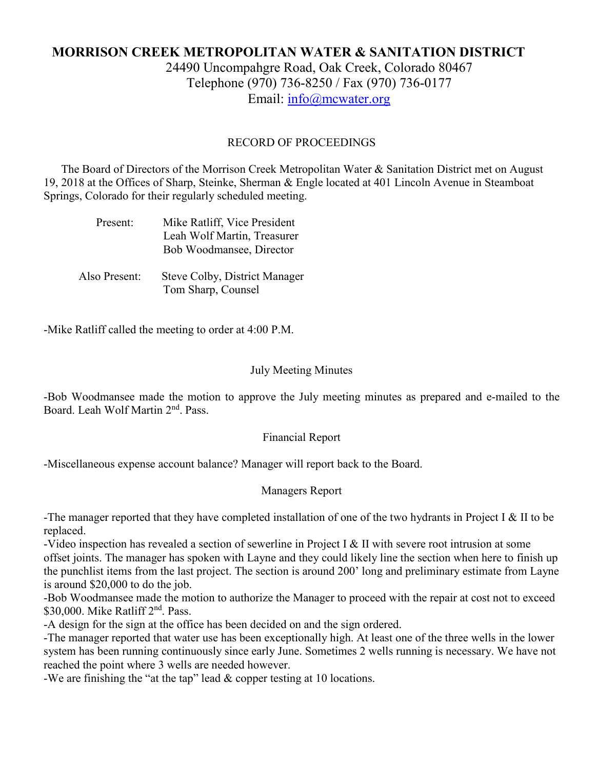# MORRISON CREEK METROPOLITAN WATER & SANITATION DISTRICT

24490 Uncompahgre Road, Oak Creek, Colorado 80467
Telephone (970) 736-8250 / Fax (970) 736-0177
Email: info@mcwater.org

## RECORD OF PROCEEDINGS

The Board of Directors of the Morrison Creek Metropolitan Water & Sanitation District met on August 19, 2018 at the Offices of Sharp, Steinke, Sherman & Engle located at 401 Lincoln Avenue in Steamboat Springs, Colorado for their regularly scheduled meeting.

Present: Mike Ratliff, Vice President
Leah Wolf Martin, Treasurer
Bob Woodmansee, Director

Also Present: Steve Colby, District Manager
Tom Sharp, Counsel

-Mike Ratliff called the meeting to order at 4:00 P.M.

### July Meeting Minutes

-Bob Woodmansee made the motion to approve the July meeting minutes as prepared and e-mailed to the Board. Leah Wolf Martin 2nd. Pass.

### Financial Report

-Miscellaneous expense account balance? Manager will report back to the Board.

### Managers Report

-The manager reported that they have completed installation of one of the two hydrants in Project I & II to be replaced.
-Video inspection has revealed a section of sewerline in Project I & II with severe root intrusion at some offset joints. The manager has spoken with Layne and they could likely line the section when here to finish up the punchlist items from the last project. The section is around 200' long and preliminary estimate from Layne is around $20,000 to do the job.
-Bob Woodmansee made the motion to authorize the Manager to proceed with the repair at cost not to exceed $30,000. Mike Ratliff 2nd. Pass.
-A design for the sign at the office has been decided on and the sign ordered.
-The manager reported that water use has been exceptionally high. At least one of the three wells in the lower system has been running continuously since early June. Sometimes 2 wells running is necessary. We have not reached the point where 3 wells are needed however.
-We are finishing the "at the tap" lead & copper testing at 10 locations.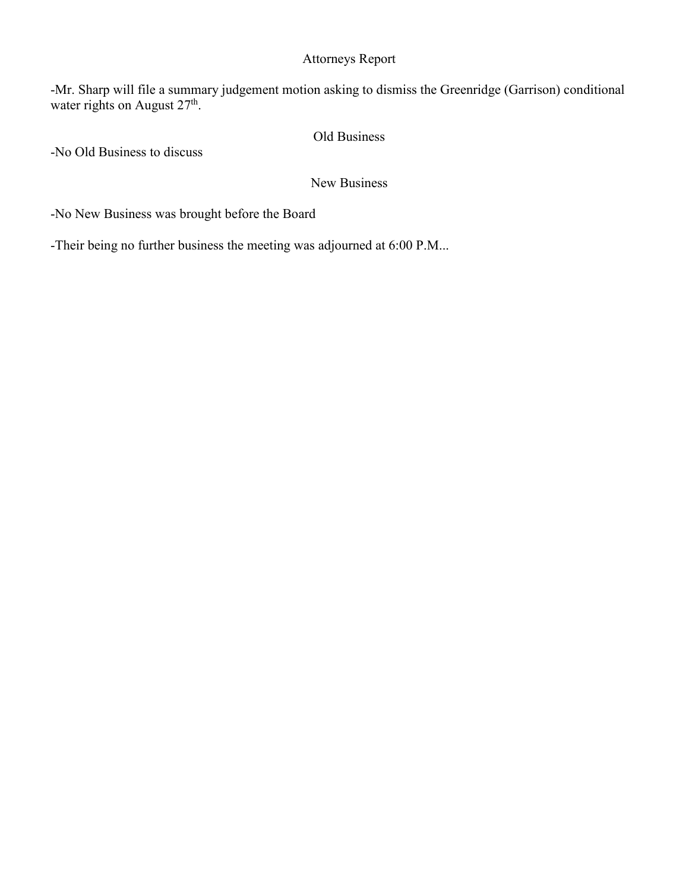## Attorneys Report

-Mr. Sharp will file a summary judgement motion asking to dismiss the Greenridge (Garrison) conditional water rights on August 27th.

## Old Business

-No Old Business to discuss

## New Business

-No New Business was brought before the Board

-Their being no further business the meeting was adjourned at 6:00 P.M...